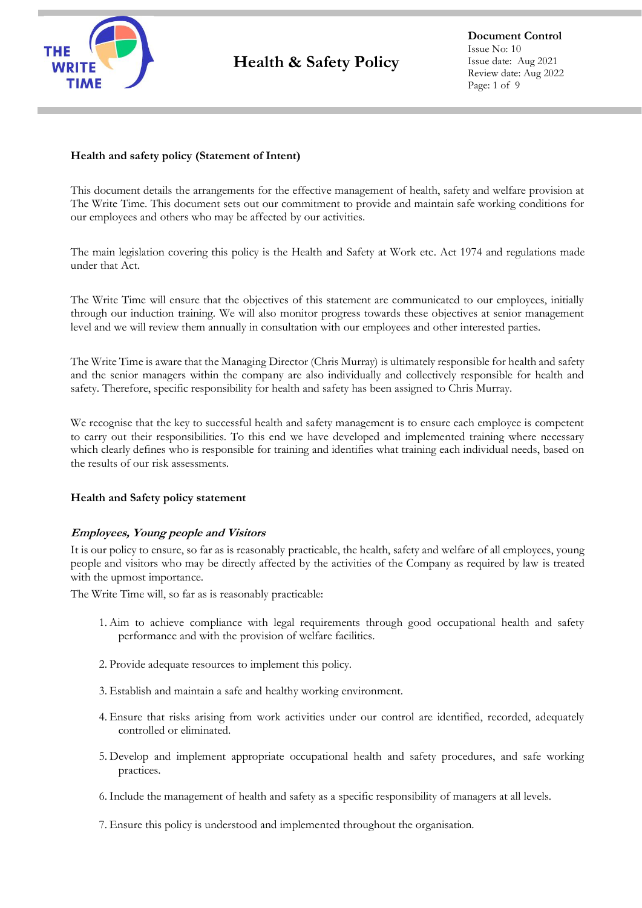# Health & Safety Policy

**Document Control**
Issue No: 10
Issue date: Aug 2021
Review date: Aug 2022

## Health and safety policy (Statement of Intent)

This document details the arrangements for the effective management of health, safety and welfare provision at The Write Time. This document sets out our commitment to provide and maintain safe working conditions for our employees and others who may be affected by our activities.

The main legislation covering this policy is the Health and Safety at Work etc. Act 1974 and regulations made under that Act.

The Write Time will ensure that the objectives of this statement are communicated to our employees, initially through our induction training. We will also monitor progress towards these objectives at senior management level and we will review them annually in consultation with our employees and other interested parties.

The Write Time is aware that the Managing Director (Chris Murray) is ultimately responsible for health and safety and the senior managers within the company are also individually and collectively responsible for health and safety. Therefore, specific responsibility for health and safety has been assigned to Chris Murray.

We recognise that the key to successful health and safety management is to ensure each employee is competent to carry out their responsibilities. To this end we have developed and implemented training where necessary which clearly defines who is responsible for training and identifies what training each individual needs, based on the results of our risk assessments.

## Health and Safety policy statement

### *Employees, Young people and Visitors*

It is our policy to ensure, so far as is reasonably practicable, the health, safety and welfare of all employees, young people and visitors who may be directly affected by the activities of the Company as required by law is treated with the upmost importance.

The Write Time will, so far as is reasonably practicable:

1. Aim to achieve compliance with legal requirements through good occupational health and safety performance and with the provision of welfare facilities.
2. Provide adequate resources to implement this policy.
3. Establish and maintain a safe and healthy working environment.
4. Ensure that risks arising from work activities under our control are identified, recorded, adequately controlled or eliminated.
5. Develop and implement appropriate occupational health and safety procedures, and safe working practices.
6. Include the management of health and safety as a specific responsibility of managers at all levels.
7. Ensure this policy is understood and implemented throughout the organisation.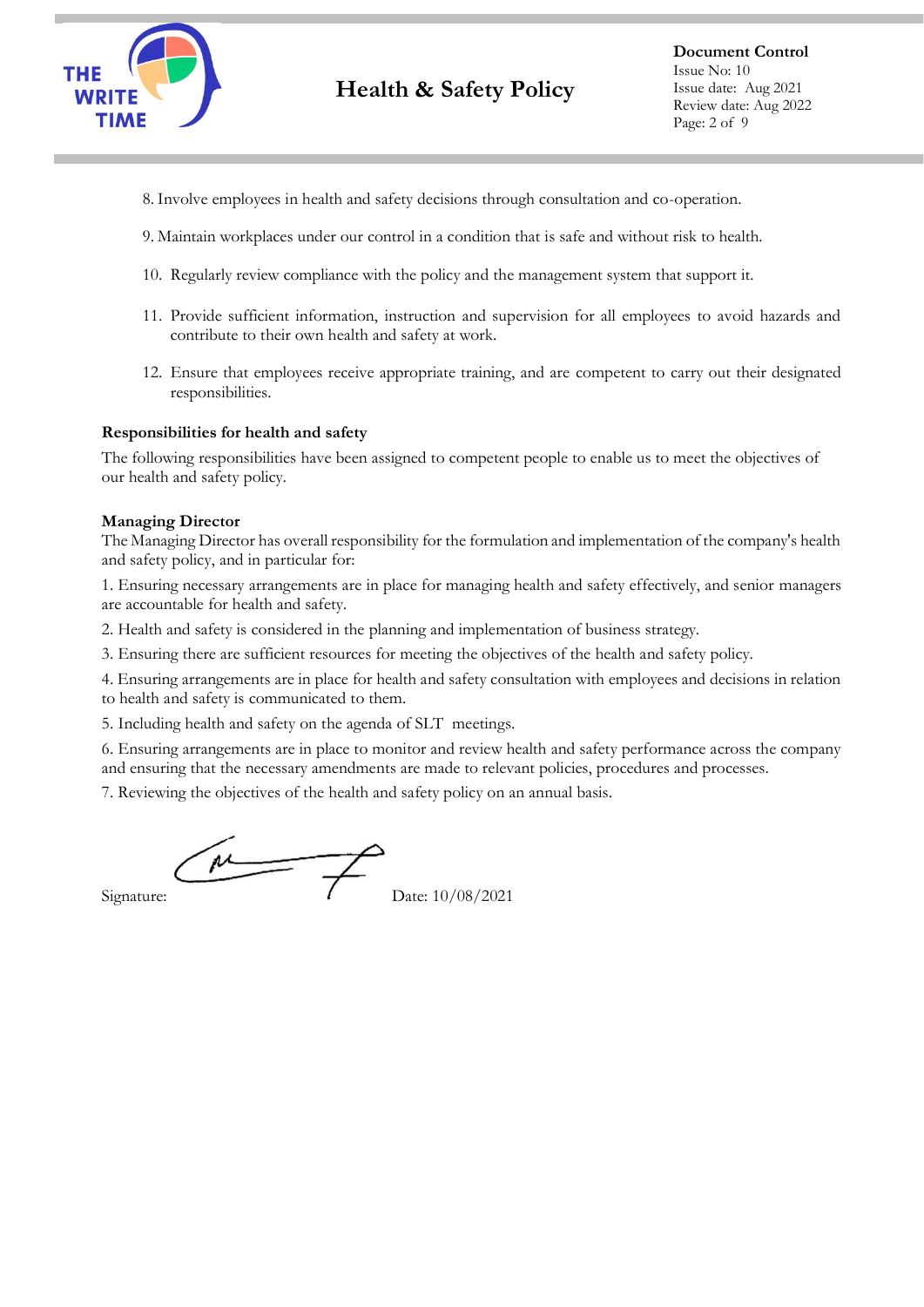8. Involve employees in health and safety decisions through consultation and co-operation.

9. Maintain workplaces under our control in a condition that is safe and without risk to health.

10. Regularly review compliance with the policy and the management system that support it.

11. Provide sufficient information, instruction and supervision for all employees to avoid hazards and contribute to their own health and safety at work.

12. Ensure that employees receive appropriate training, and are competent to carry out their designated responsibilities.

**Responsibilities for health and safety**

The following responsibilities have been assigned to competent people to enable us to meet the objectives of our health and safety policy.

**Managing Director**

The Managing Director has overall responsibility for the formulation and implementation of the company's health and safety policy, and in particular for:

1. Ensuring necessary arrangements are in place for managing health and safety effectively, and senior managers are accountable for health and safety.

2. Health and safety is considered in the planning and implementation of business strategy.

3. Ensuring there are sufficient resources for meeting the objectives of the health and safety policy.

4. Ensuring arrangements are in place for health and safety consultation with employees and decisions in relation to health and safety is communicated to them.

5. Including health and safety on the agenda of SLT meetings.

6. Ensuring arrangements are in place to monitor and review health and safety performance across the company and ensuring that the necessary amendments are made to relevant policies, procedures and processes.

7. Reviewing the objectives of the health and safety policy on an annual basis.

Signature: Date: 10/08/2021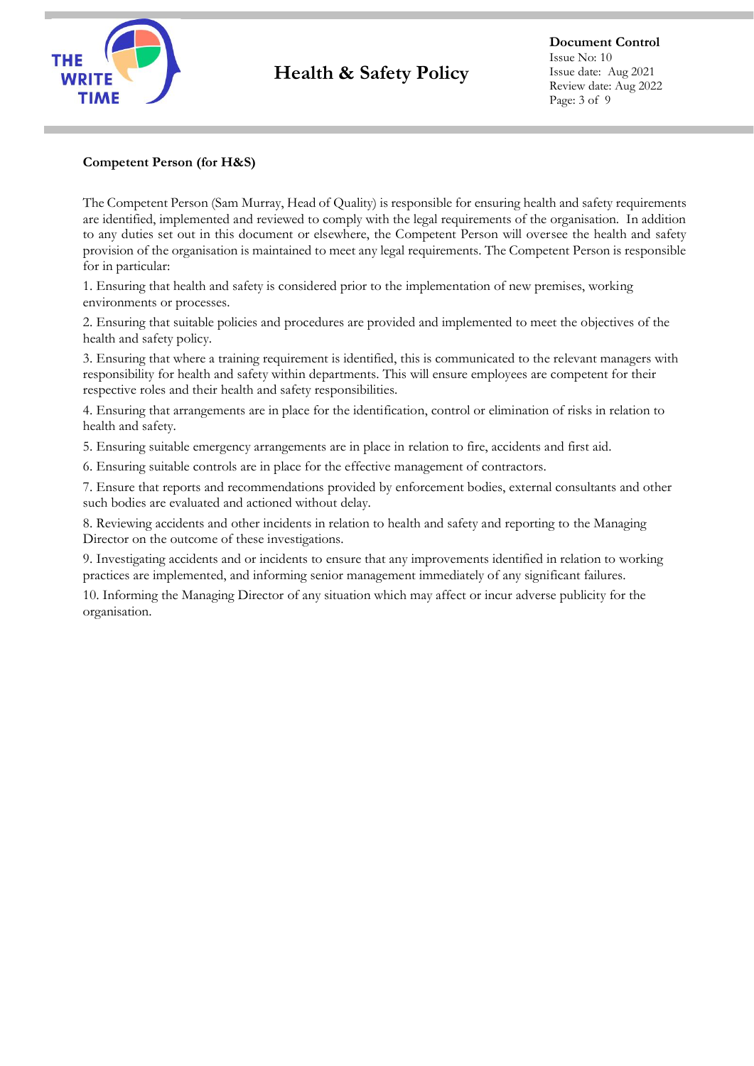**Competent Person (for H&S)**

The Competent Person (Sam Murray, Head of Quality) is responsible for ensuring health and safety requirements are identified, implemented and reviewed to comply with the legal requirements of the organisation. In addition to any duties set out in this document or elsewhere, the Competent Person will oversee the health and safety provision of the organisation is maintained to meet any legal requirements. The Competent Person is responsible for in particular:

1. Ensuring that health and safety is considered prior to the implementation of new premises, working environments or processes.

2. Ensuring that suitable policies and procedures are provided and implemented to meet the objectives of the health and safety policy.

3. Ensuring that where a training requirement is identified, this is communicated to the relevant managers with responsibility for health and safety within departments. This will ensure employees are competent for their respective roles and their health and safety responsibilities.

4. Ensuring that arrangements are in place for the identification, control or elimination of risks in relation to health and safety.

5. Ensuring suitable emergency arrangements are in place in relation to fire, accidents and first aid.

6. Ensuring suitable controls are in place for the effective management of contractors.

7. Ensure that reports and recommendations provided by enforcement bodies, external consultants and other such bodies are evaluated and actioned without delay.

8. Reviewing accidents and other incidents in relation to health and safety and reporting to the Managing Director on the outcome of these investigations.

9. Investigating accidents and or incidents to ensure that any improvements identified in relation to working practices are implemented, and informing senior management immediately of any significant failures.

10. Informing the Managing Director of any situation which may affect or incur adverse publicity for the organisation.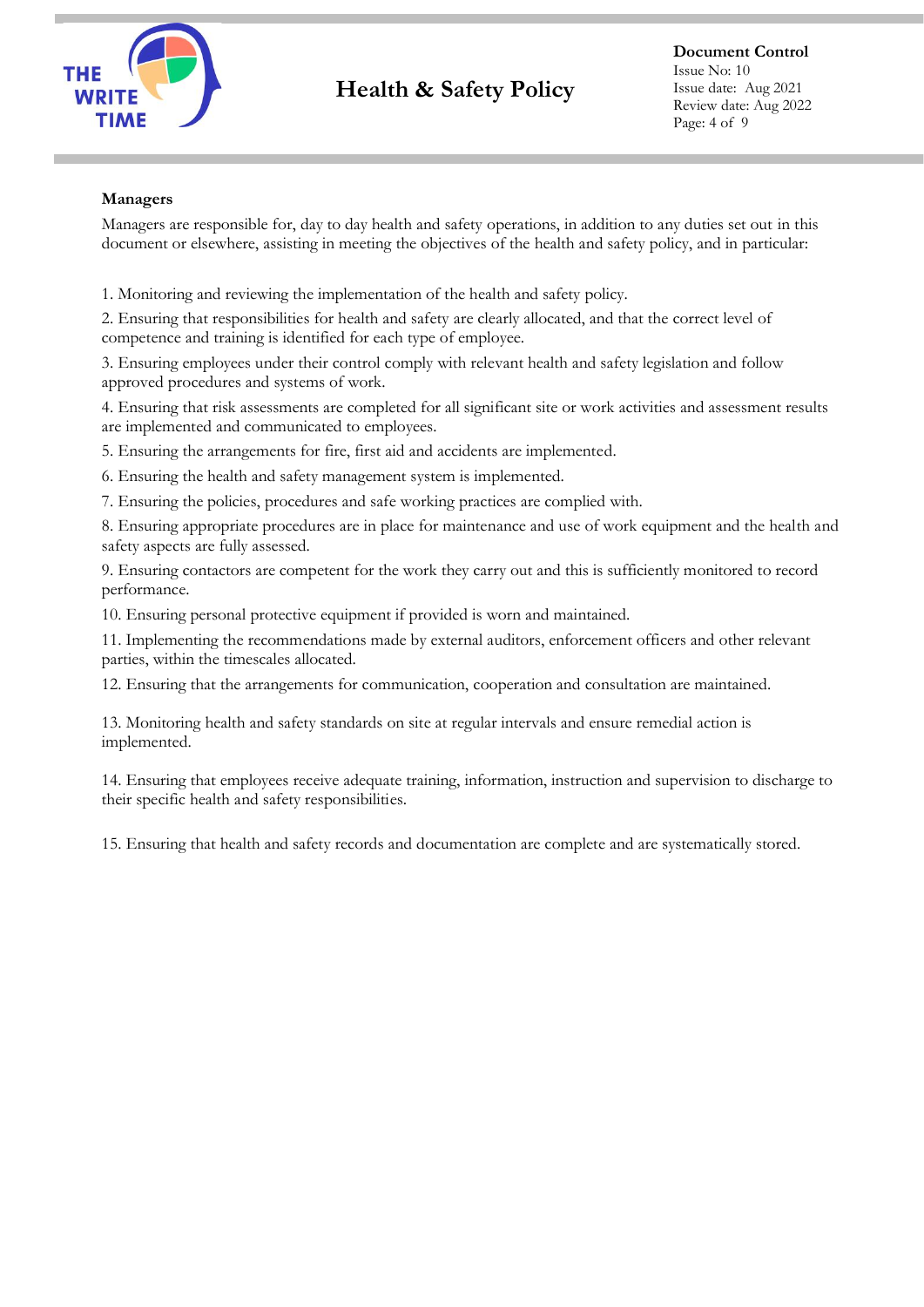**Managers**

Managers are responsible for, day to day health and safety operations, in addition to any duties set out in this document or elsewhere, assisting in meeting the objectives of the health and safety policy, and in particular:

1. Monitoring and reviewing the implementation of the health and safety policy.
2. Ensuring that responsibilities for health and safety are clearly allocated, and that the correct level of competence and training is identified for each type of employee.
3. Ensuring employees under their control comply with relevant health and safety legislation and follow approved procedures and systems of work.
4. Ensuring that risk assessments are completed for all significant site or work activities and assessment results are implemented and communicated to employees.
5. Ensuring the arrangements for fire, first aid and accidents are implemented.
6. Ensuring the health and safety management system is implemented.
7. Ensuring the policies, procedures and safe working practices are complied with.
8. Ensuring appropriate procedures are in place for maintenance and use of work equipment and the health and safety aspects are fully assessed.
9. Ensuring contactors are competent for the work they carry out and this is sufficiently monitored to record performance.
10. Ensuring personal protective equipment if provided is worn and maintained.
11. Implementing the recommendations made by external auditors, enforcement officers and other relevant parties, within the timescales allocated.
12. Ensuring that the arrangements for communication, cooperation and consultation are maintained.
13. Monitoring health and safety standards on site at regular intervals and ensure remedial action is implemented.
14. Ensuring that employees receive adequate training, information, instruction and supervision to discharge to their specific health and safety responsibilities.
15. Ensuring that health and safety records and documentation are complete and are systematically stored.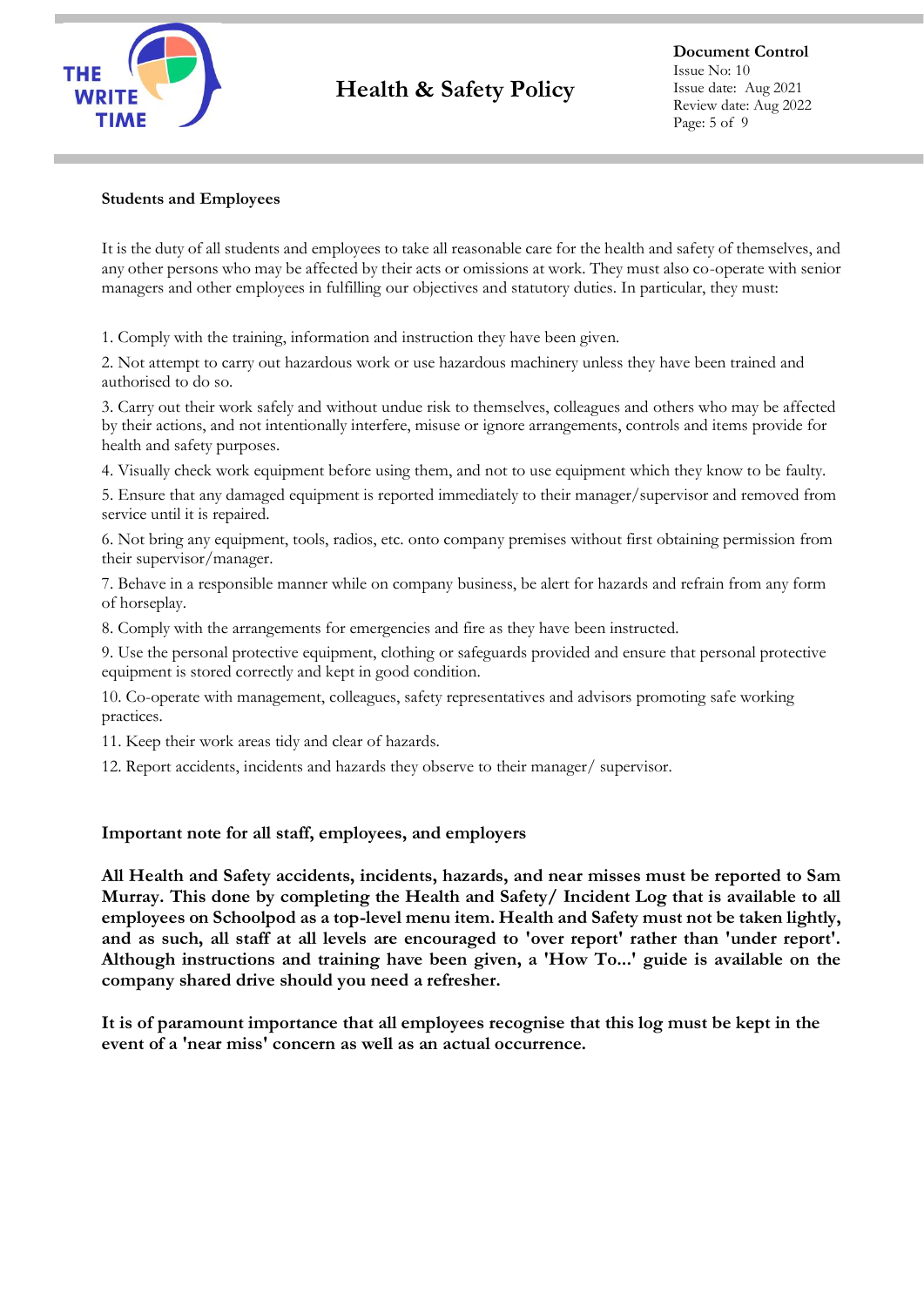**Students and Employees**

It is the duty of all students and employees to take all reasonable care for the health and safety of themselves, and any other persons who may be affected by their acts or omissions at work. They must also co-operate with senior managers and other employees in fulfilling our objectives and statutory duties. In particular, they must:

1. Comply with the training, information and instruction they have been given.
2. Not attempt to carry out hazardous work or use hazardous machinery unless they have been trained and authorised to do so.
3. Carry out their work safely and without undue risk to themselves, colleagues and others who may be affected by their actions, and not intentionally interfere, misuse or ignore arrangements, controls and items provide for health and safety purposes.
4. Visually check work equipment before using them, and not to use equipment which they know to be faulty.
5. Ensure that any damaged equipment is reported immediately to their manager/supervisor and removed from service until it is repaired.
6. Not bring any equipment, tools, radios, etc. onto company premises without first obtaining permission from their supervisor/manager.
7. Behave in a responsible manner while on company business, be alert for hazards and refrain from any form of horseplay.
8. Comply with the arrangements for emergencies and fire as they have been instructed.
9. Use the personal protective equipment, clothing or safeguards provided and ensure that personal protective equipment is stored correctly and kept in good condition.
10. Co-operate with management, colleagues, safety representatives and advisors promoting safe working practices.
11. Keep their work areas tidy and clear of hazards.
12. Report accidents, incidents and hazards they observe to their manager/ supervisor.

**Important note for all staff, employees, and employers**

**All Health and Safety accidents, incidents, hazards, and near misses must be reported to Sam Murray. This done by completing the Health and Safety/ Incident Log that is available to all employees on Schoolpod as a top-level menu item. Health and Safety must not be taken lightly, and as such, all staff at all levels are encouraged to 'over report' rather than 'under report'. Although instructions and training have been given, a 'How To...' guide is available on the company shared drive should you need a refresher.**

**It is of paramount importance that all employees recognise that this log must be kept in the event of a 'near miss' concern as well as an actual occurrence.**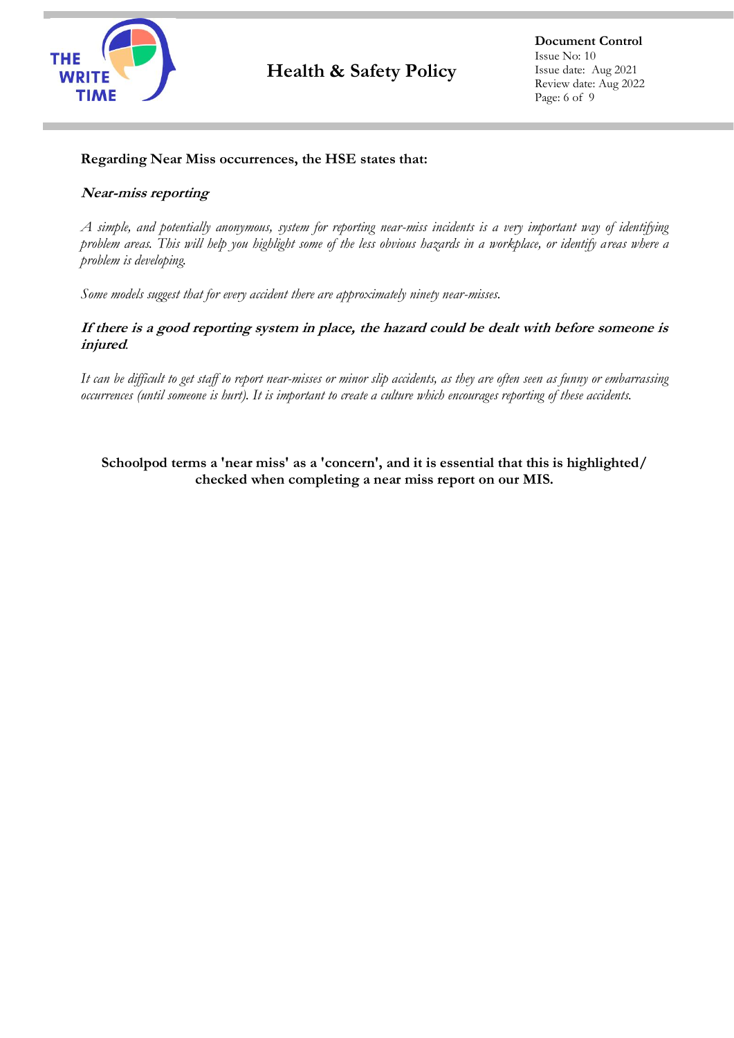**Regarding Near Miss occurrences, the HSE states that:**

***Near-miss reporting***

*A simple, and potentially anonymous, system for reporting near-miss incidents is a very important way of identifying problem areas. This will help you highlight some of the less obvious hazards in a workplace, or identify areas where a problem is developing.*

*Some models suggest that for every accident there are approximately ninety near-misses.*

***If there is a good reporting system in place, the hazard could be dealt with before someone is injured.***

*It can be difficult to get staff to report near-misses or minor slip accidents, as they are often seen as funny or embarrassing occurrences (until someone is hurt). It is important to create a culture which encourages reporting of these accidents.*

**Schoolpod terms a 'near miss' as a 'concern', and it is essential that this is highlighted/ checked when completing a near miss report on our MIS.**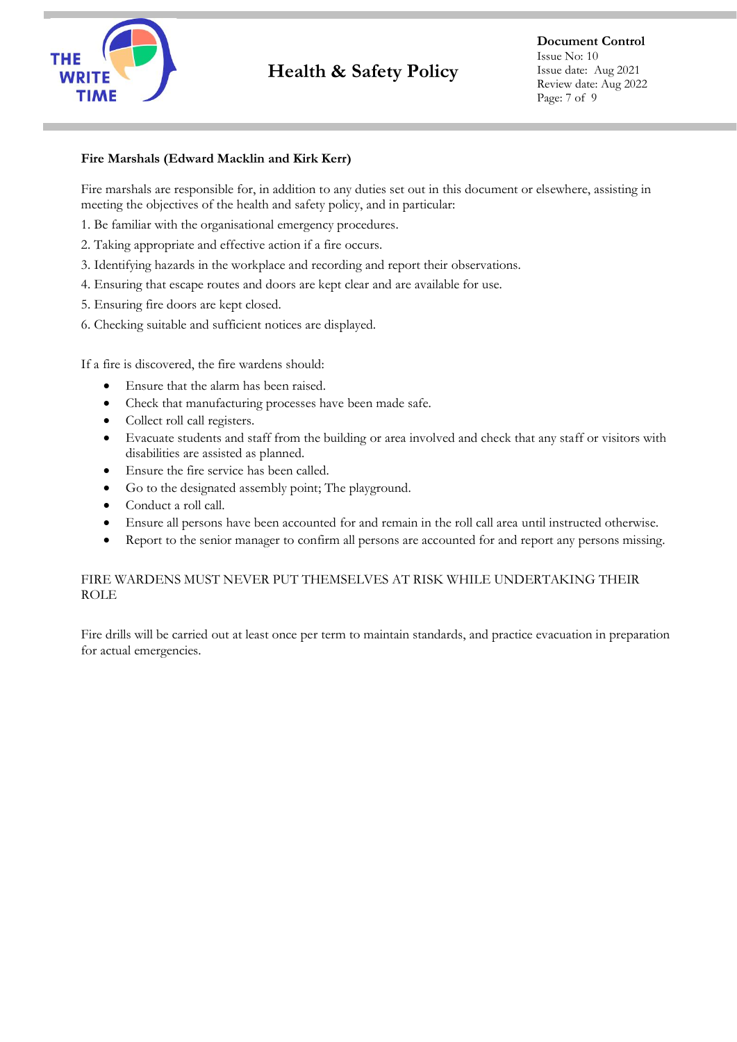**Fire Marshals (Edward Macklin and Kirk Kerr)**

Fire marshals are responsible for, in addition to any duties set out in this document or elsewhere, assisting in meeting the objectives of the health and safety policy, and in particular:

1. Be familiar with the organisational emergency procedures.
2. Taking appropriate and effective action if a fire occurs.
3. Identifying hazards in the workplace and recording and report their observations.
4. Ensuring that escape routes and doors are kept clear and are available for use.
5. Ensuring fire doors are kept closed.
6. Checking suitable and sufficient notices are displayed.

If a fire is discovered, the fire wardens should:

- Ensure that the alarm has been raised.
- Check that manufacturing processes have been made safe.
- Collect roll call registers.
- Evacuate students and staff from the building or area involved and check that any staff or visitors with disabilities are assisted as planned.
- Ensure the fire service has been called.
- Go to the designated assembly point; The playground.
- Conduct a roll call.
- Ensure all persons have been accounted for and remain in the roll call area until instructed otherwise.
- Report to the senior manager to confirm all persons are accounted for and report any persons missing.

FIRE WARDENS MUST NEVER PUT THEMSELVES AT RISK WHILE UNDERTAKING THEIR ROLE

Fire drills will be carried out at least once per term to maintain standards, and practice evacuation in preparation for actual emergencies.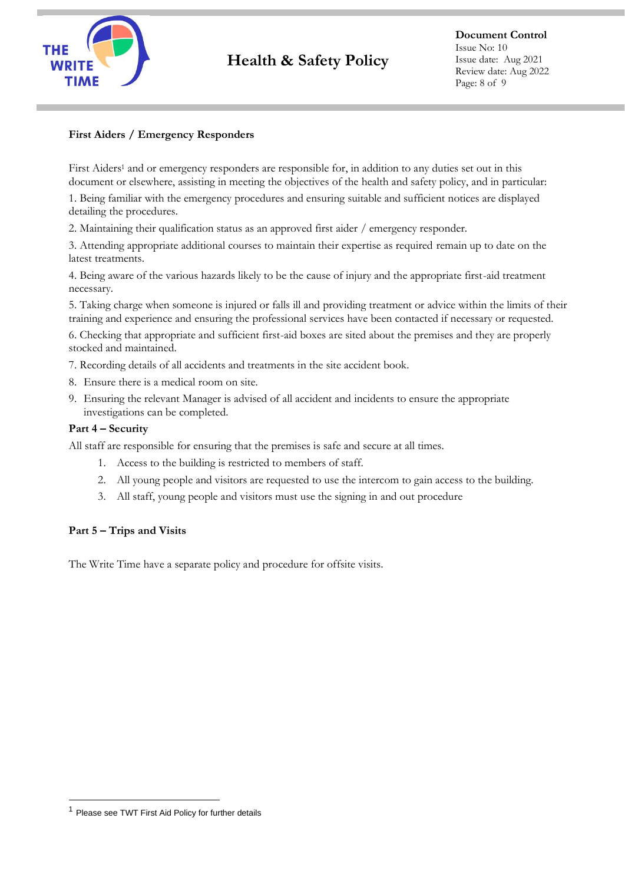**First Aiders / Emergency Responders**

First Aiders[1] and or emergency responders are responsible for, in addition to any duties set out in this document or elsewhere, assisting in meeting the objectives of the health and safety policy, and in particular:

1. Being familiar with the emergency procedures and ensuring suitable and sufficient notices are displayed detailing the procedures.
2. Maintaining their qualification status as an approved first aider / emergency responder.
3. Attending appropriate additional courses to maintain their expertise as required remain up to date on the latest treatments.
4. Being aware of the various hazards likely to be the cause of injury and the appropriate first-aid treatment necessary.
5. Taking charge when someone is injured or falls ill and providing treatment or advice within the limits of their training and experience and ensuring the professional services have been contacted if necessary or requested.
6. Checking that appropriate and sufficient first-aid boxes are sited about the premises and they are properly stocked and maintained.
7. Recording details of all accidents and treatments in the site accident book.
8. Ensure there is a medical room on site.
9. Ensuring the relevant Manager is advised of all accident and incidents to ensure the appropriate investigations can be completed.

**Part 4 – Security**

All staff are responsible for ensuring that the premises is safe and secure at all times.

1. Access to the building is restricted to members of staff.
2. All young people and visitors are requested to use the intercom to gain access to the building.
3. All staff, young people and visitors must use the signing in and out procedure

**Part 5 – Trips and Visits**

The Write Time have a separate policy and procedure for offsite visits.

---

[1] Please see TWT First Aid Policy for further details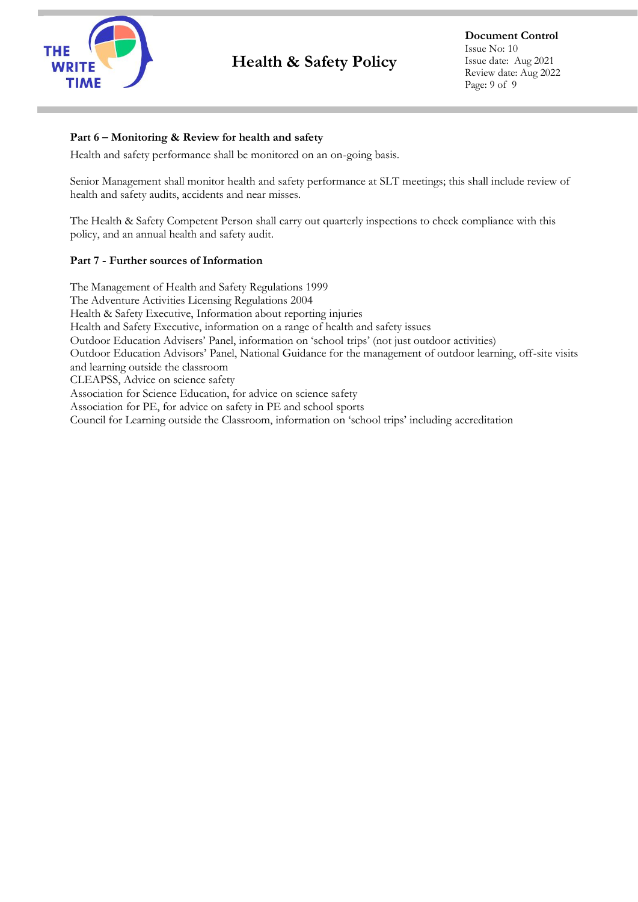## Part 6 – Monitoring & Review for health and safety

Health and safety performance shall be monitored on an on-going basis.

Senior Management shall monitor health and safety performance at SLT meetings; this shall include review of health and safety audits, accidents and near misses.

The Health & Safety Competent Person shall carry out quarterly inspections to check compliance with this policy, and an annual health and safety audit.

## Part 7 - Further sources of Information

The Management of Health and Safety Regulations 1999
The Adventure Activities Licensing Regulations 2004
Health & Safety Executive, Information about reporting injuries
Health and Safety Executive, information on a range of health and safety issues
Outdoor Education Advisers' Panel, information on 'school trips' (not just outdoor activities)
Outdoor Education Advisors' Panel, National Guidance for the management of outdoor learning, off-site visits and learning outside the classroom
CLEAPSS, Advice on science safety
Association for Science Education, for advice on science safety
Association for PE, for advice on safety in PE and school sports
Council for Learning outside the Classroom, information on 'school trips' including accreditation